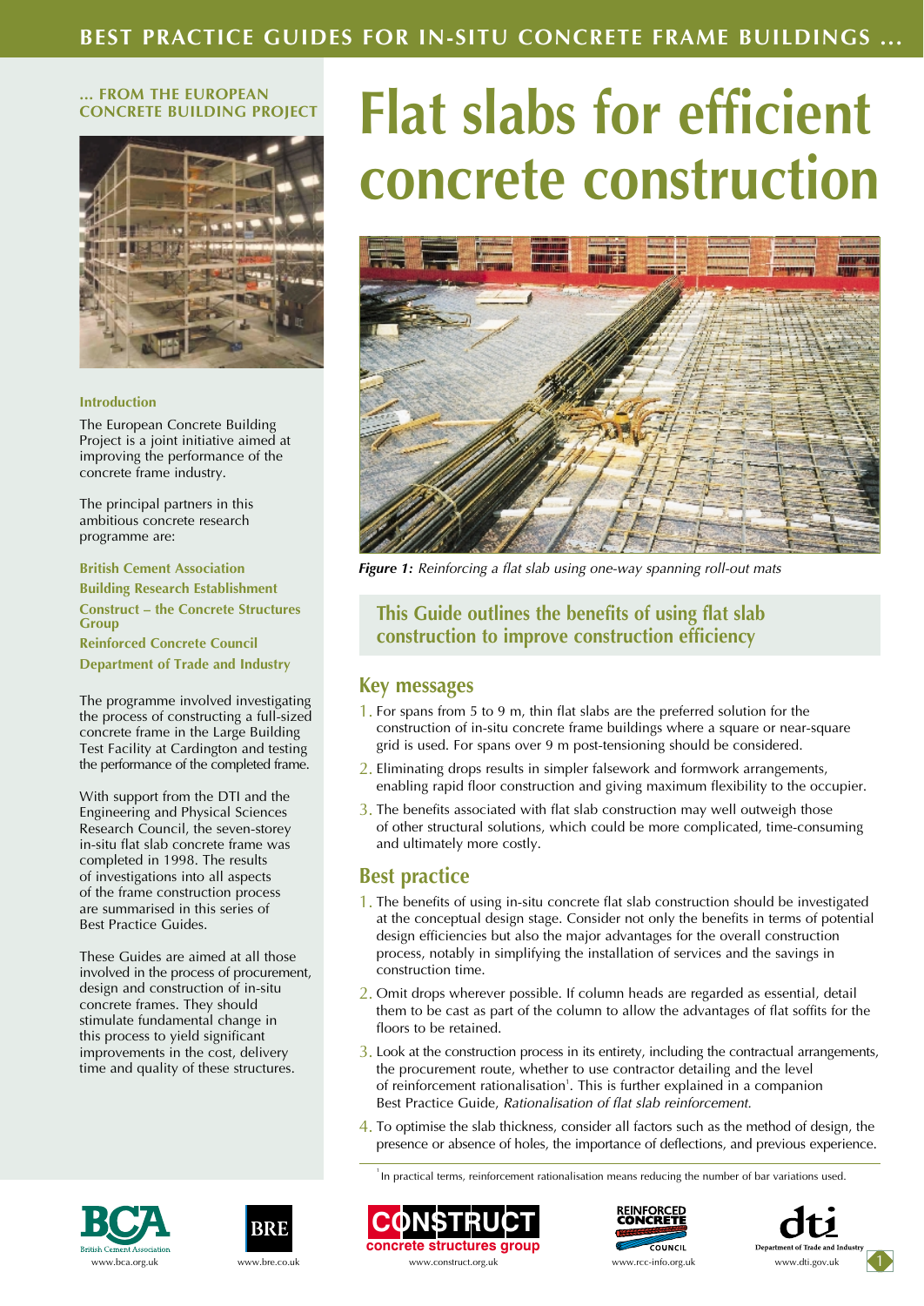# Flat slabs for efficient concrete construction

Figure 1: *Reinforcing a flat slab using one-way spanning roll-out mats*

## This Guide outlines the benefits of using flat slab construction to improve construction efficiency

## Key messages

1. For spans from 5 to 9 m, thin flat slabs are the preferred solution for the construction of in-situ concrete frame buildings where a square or near-square grid is used. For spans over 9 m post-tensioning should be considered.
2. Eliminating drops results in simpler falsework and formwork arrangements, enabling rapid floor construction and giving maximum flexibility to the occupier.
3. The benefits associated with flat slab construction may well outweigh those of other structural solutions, which could be more complicated, time-consuming and ultimately more costly.

## Best practice

1. The benefits of using in-situ concrete flat slab construction should be investigated at the conceptual design stage. Consider not only the benefits in terms of potential design efficiencies but also the major advantages for the overall construction process, notably in simplifying the installation of services and the savings in construction time.
2. Omit drops wherever possible. If column heads are regarded as essential, detail them to be cast as part of the column to allow the advantages of flat soffits for the floors to be retained.
3. Look at the construction process in its entirety, including the contractual arrangements, the procurement route, whether to use contractor detailing and the level of reinforcement rationalisation[1]. This is further explained in a companion Best Practice Guide, *Rationalisation of flat slab reinforcement*.
4. To optimise the slab thickness, consider all factors such as the method of design, the presence or absence of holes, the importance of deflections, and previous experience.

[1] In practical terms, reinforcement rationalisation means reducing the number of bar variations used.

**... FROM THE EUROPEAN CONCRETE BUILDING PROJECT**

### Introduction

The European Concrete Building Project is a joint initiative aimed at improving the performance of the concrete frame industry.

The principal partners in this ambitious concrete research programme are:

**British Cement Association**
**Building Research Establishment**
**Construct – the Concrete Structures Group**
**Reinforced Concrete Council**
**Department of Trade and Industry**

The programme involved investigating the process of constructing a full-sized concrete frame in the Large Building Test Facility at Cardington and testing the performance of the completed frame.

With support from the DTI and the Engineering and Physical Sciences Research Council, the seven-storey in-situ flat slab concrete frame was completed in 1998. The results of investigations into all aspects of the frame construction process are summarised in this series of Best Practice Guides.

These Guides are aimed at all those involved in the process of procurement, design and construction of in-situ concrete frames. They should stimulate fundamental change in this process to yield significant improvements in the cost, delivery time and quality of these structures.

www.bca.org.uk | www.bre.co.uk | www.construct.org.uk | www.rcc-info.org.uk | www.dti.gov.uk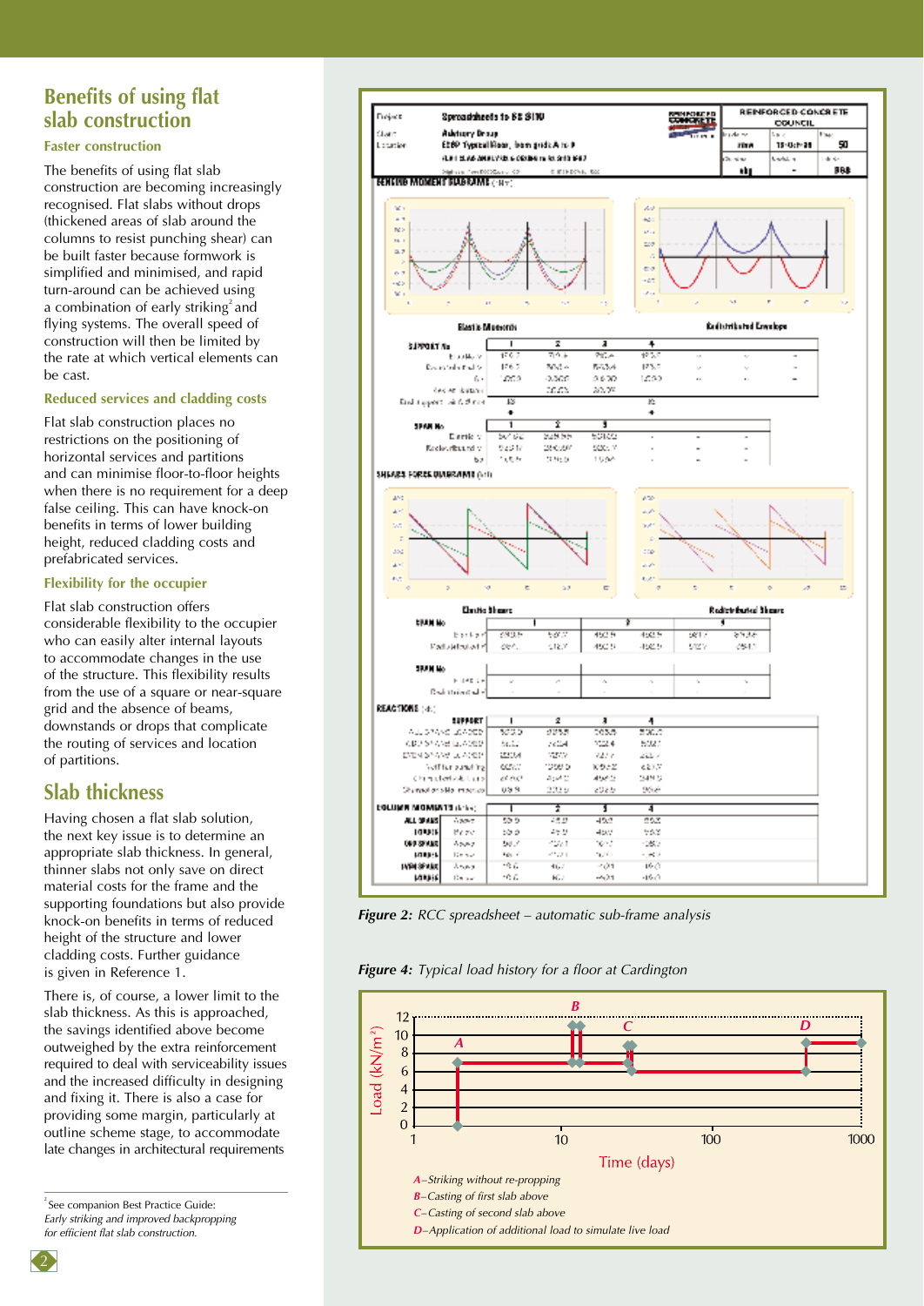## Benefits of using flat slab construction

### Faster construction

The benefits of using flat slab construction are becoming increasingly recognised. Flat slabs without drops (thickened areas of slab around the columns to resist punching shear) can be built faster because formwork is simplified and minimised, and rapid turn-around can be achieved using a combination of early striking[2] and flying systems. The overall speed of construction will then be limited by the rate at which vertical elements can be cast.

### Reduced services and cladding costs

Flat slab construction places no restrictions on the positioning of horizontal services and partitions and can minimise floor-to-floor heights when there is no requirement for a deep false ceiling. This can have knock-on benefits in terms of lower building height, reduced cladding costs and prefabricated services.

### Flexibility for the occupier

Flat slab construction offers considerable flexibility to the occupier who can easily alter internal layouts to accommodate changes in the use of the structure. This flexibility results from the use of a square or near-square grid and the absence of beams, downstands or drops that complicate the routing of services and location of partitions.

## Slab thickness

Having chosen a flat slab solution, the next key issue is to determine an appropriate slab thickness. In general, thinner slabs not only save on direct material costs for the frame and the supporting foundations but also provide knock-on benefits in terms of reduced height of the structure and lower cladding costs. Further guidance is given in Reference 1.

There is, of course, a lower limit to the slab thickness. As this is approached, the savings identified above become outweighed by the extra reinforcement required to deal with serviceability issues and the increased difficulty in designing and fixing it. There is also a case for providing some margin, particularly at outline scheme stage, to accommodate late changes in architectural requirements

[2] See companion Best Practice Guide: *Early striking and improved backpropping for efficient flat slab construction.*

***Figure 2:*** *RCC spreadsheet – automatic sub-frame analysis*

***Figure 4:*** *Typical load history for a floor at Cardington*

*A–Striking without re-propping*
*B–Casting of first slab above*
*C–Casting of second slab above*
*D–Application of additional load to simulate live load*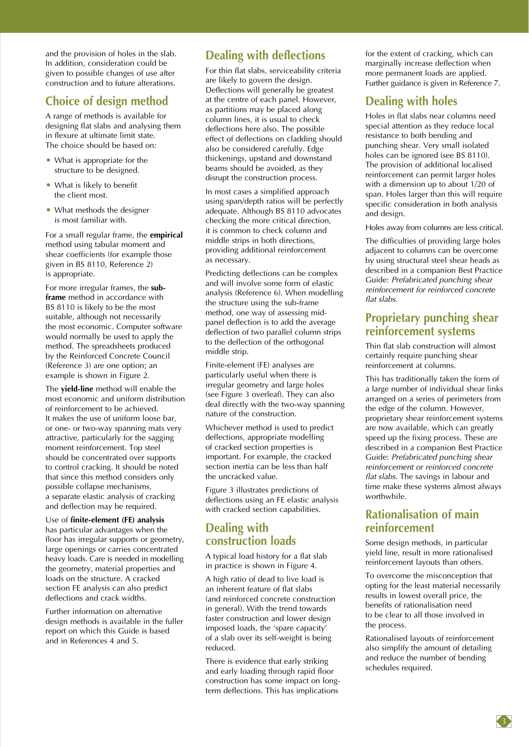and the provision of holes in the slab. In addition, consideration could be given to possible changes of use after construction and to future alterations.

## Choice of design method

A range of methods is available for designing flat slabs and analysing them in flexure at ultimate limit state. The choice should be based on:

- What is appropriate for the structure to be designed.
- What is likely to benefit the client most.
- What methods the designer is most familiar with.

For a small regular frame, the **empirical** method using tabular moment and shear coefficients (for example those given in BS 8110, Reference 2) is appropriate.

For more irregular frames, the **sub-frame** method in accordance with BS 8110 is likely to be the most suitable, although not necessarily the most economic. Computer software would normally be used to apply the method. The spreadsheets produced by the Reinforced Concrete Council (Reference 3) are one option; an example is shown in Figure 2.

The **yield-line** method will enable the most economic and uniform distribution of reinforcement to be achieved. It makes the use of uniform loose bar, or one- or two-way spanning mats very attractive, particularly for the sagging moment reinforcement. Top steel should be concentrated over supports to control cracking. It should be noted that since this method considers only possible collapse mechanisms, a separate elastic analysis of cracking and deflection may be required.

Use of **finite-element (FE) analysis** has particular advantages when the floor has irregular supports or geometry, large openings or carries concentrated heavy loads. Care is needed in modelling the geometry, material properties and loads on the structure. A cracked section FE analysis can also predict deflections and crack widths.

Further information on alternative design methods is available in the fuller report on which this Guide is based and in References 4 and 5.

## Dealing with deflections

For thin flat slabs, serviceability criteria are likely to govern the design. Deflections will generally be greatest at the centre of each panel. However, as partitions may be placed along column lines, it is usual to check deflections here also. The possible effect of deflections on cladding should also be considered carefully. Edge thickenings, upstand and downstand beams should be avoided, as they disrupt the construction process.

In most cases a simplified approach using span/depth ratios will be perfectly adequate. Although BS 8110 advocates checking the more critical direction, it is common to check column and middle strips in both directions, providing additional reinforcement as necessary.

Predicting deflections can be complex and will involve some form of elastic analysis (Reference 6). When modelling the structure using the sub-frame method, one way of assessing mid-panel deflection is to add the average deflection of two parallel column strips to the deflection of the orthogonal middle strip.

Finite-element (FE) analyses are particularly useful when there is irregular geometry and large holes (see Figure 3 overleaf). They can also deal directly with the two-way spanning nature of the construction.

Whichever method is used to predict deflections, appropriate modelling of cracked section properties is important. For example, the cracked section inertia can be less than half the uncracked value.

Figure 3 illustrates predictions of deflections using an FE elastic analysis with cracked section capabilities.

## Dealing with construction loads

A typical load history for a flat slab in practice is shown in Figure 4.

A high ratio of dead to live load is an inherent feature of flat slabs (and reinforced concrete construction in general). With the trend towards faster construction and lower design imposed loads, the 'spare capacity' of a slab over its self-weight is being reduced.

There is evidence that early striking and early loading through rapid floor construction has some impact on long-term deflections. This has implications for the extent of cracking, which can marginally increase deflection when more permanent loads are applied. Further guidance is given in Reference 7.

## Dealing with holes

Holes in flat slabs near columns need special attention as they reduce local resistance to both bending and punching shear. Very small isolated holes can be ignored (see BS 8110). The provision of additional localised reinforcement can permit larger holes with a dimension up to about 1/20 of span. Holes larger than this will require specific consideration in both analysis and design.

Holes away from columns are less critical.

The difficulties of providing large holes adjacent to columns can be overcome by using structural steel shear heads as described in a companion Best Practice Guide: *Prefabricated punching shear reinforcement for reinforced concrete flat slabs.*

## Proprietary punching shear reinforcement systems

Thin flat slab construction will almost certainly require punching shear reinforcement at columns.

This has traditionally taken the form of a large number of individual shear links arranged on a series of perimeters from the edge of the column. However, proprietary shear reinforcement systems are now available, which can greatly speed up the fixing process. These are described in a companion Best Practice Guide: *Prefabricated punching shear reinforcement or reinforced concrete flat slabs.* The savings in labour and time make these systems almost always worthwhile.

## Rationalisation of main reinforcement

Some design methods, in particular yield line, result in more rationalised reinforcement layouts than others.

To overcome the misconception that opting for the least material necessarily results in lowest overall price, the benefits of rationalisation need to be clear to all those involved in the process.

Rationalised layouts of reinforcement also simplify the amount of detailing and reduce the number of bending schedules required.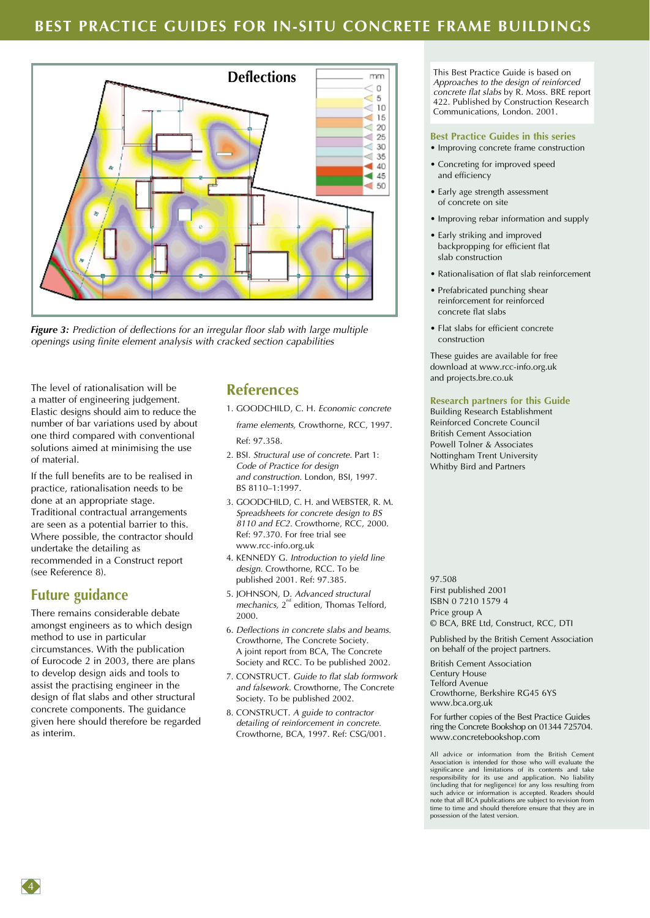Deflections

mm
0
5
10
15
20
25
30
35
40
45
50

***Figure 3:*** *Prediction of deflections for an irregular floor slab with large multiple openings using finite element analysis with cracked section capabilities*

The level of rationalisation will be a matter of engineering judgement. Elastic designs should aim to reduce the number of bar variations used by about one third compared with conventional solutions aimed at minimising the use of material.

If the full benefits are to be realised in practice, rationalisation needs to be done at an appropriate stage. Traditional contractual arrangements are seen as a potential barrier to this. Where possible, the contractor should undertake the detailing as recommended in a Construct report (see Reference 8).

## Future guidance

There remains considerable debate amongst engineers as to which design method to use in particular circumstances. With the publication of Eurocode 2 in 2003, there are plans to develop design aids and tools to assist the practising engineer in the design of flat slabs and other structural concrete components. The guidance given here should therefore be regarded as interim.

## References

1. GOODCHILD, C. H. *Economic concrete frame elements*, Crowthorne, RCC, 1997. Ref: 97.358.
2. BSI. *Structural use of concrete.* Part 1: *Code of Practice for design and construction.* London, BSI, 1997. BS 8110–1:1997.
3. GOODCHILD, C. H. and WEBSTER, R. M. *Spreadsheets for concrete design to BS 8110 and EC2.* Crowthorne, RCC, 2000. Ref: 97.370. For free trial see www.rcc-info.org.uk
4. KENNEDY G. *Introduction to yield line design.* Crowthorne, RCC. To be published 2001. Ref: 97.385.
5. JOHNSON, D. *Advanced structural mechanics*, 2nd edition, Thomas Telford, 2000.
6. *Deflections in concrete slabs and beams.* Crowthorne, The Concrete Society. A joint report from BCA, The Concrete Society and RCC. To be published 2002.
7. CONSTRUCT. *Guide to flat slab formwork and falsework.* Crowthorne, The Concrete Society. To be published 2002.
8. CONSTRUCT. *A guide to contractor detailing of reinforcement in concrete.* Crowthorne, BCA, 1997. Ref: CSG/001.

This Best Practice Guide is based on *Approaches to the design of reinforced concrete flat slabs* by R. Moss. BRE report 422. Published by Construction Research Communications, London. 2001.

### Best Practice Guides in this series

- Improving concrete frame construction
- Concreting for improved speed and efficiency
- Early age strength assessment of concrete on site
- Improving rebar information and supply
- Early striking and improved backpropping for efficient flat slab construction
- Rationalisation of flat slab reinforcement
- Prefabricated punching shear reinforcement for reinforced concrete flat slabs
- Flat slabs for efficient concrete construction

These guides are available for free download at www.rcc-info.org.uk and projects.bre.co.uk

### Research partners for this Guide

Building Research Establishment
Reinforced Concrete Council
British Cement Association
Powell Tolner & Associates
Nottingham Trent University
Whitby Bird and Partners

97.508
First published 2001
ISBN 0 7210 1579 4
Price group A
© BCA, BRE Ltd, Construct, RCC, DTI

Published by the British Cement Association on behalf of the project partners.

British Cement Association
Century House
Telford Avenue
Crowthorne, Berkshire RG45 6YS
www.bca.org.uk

For further copies of the Best Practice Guides ring the Concrete Bookshop on 01344 725704.
www.concretebookshop.com

All advice or information from the British Cement Association is intended for those who will evaluate the significance and limitations of its contents and take responsibility for its use and application. No liability (including that for negligence) for any loss resulting from such advice or information is accepted. Readers should note that all BCA publications are subject to revision from time to time and should therefore ensure that they are in possession of the latest version.